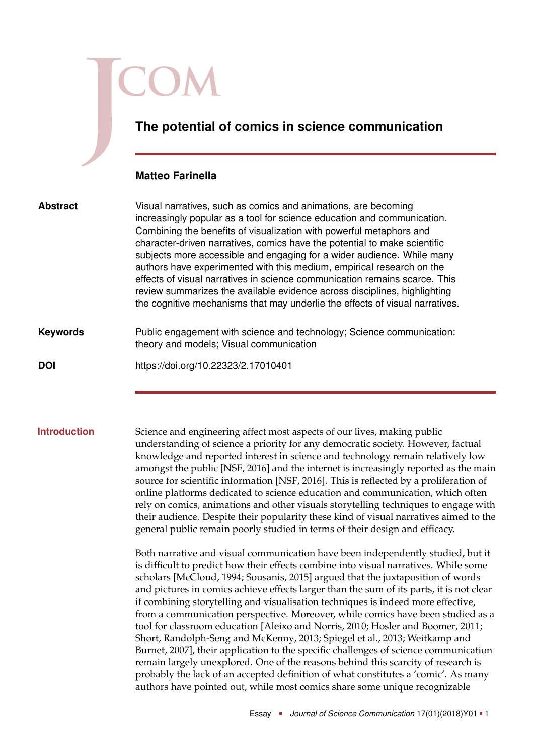# The potential of comics in science communication

**Matteo Farinella**

**Abstract**

Visual narratives, such as comics and animations, are becoming increasingly popular as a tool for science education and communication. Combining the benefits of visualization with powerful metaphors and character-driven narratives, comics have the potential to make scientific subjects more accessible and engaging for a wider audience. While many authors have experimented with this medium, empirical research on the effects of visual narratives in science communication remains scarce. This review summarizes the available evidence across disciplines, highlighting the cognitive mechanisms that may underlie the effects of visual narratives.

**Keywords**

Public engagement with science and technology; Science communication: theory and models; Visual communication

**DOI**

https://doi.org/10.22323/2.17010401

## Introduction

Science and engineering affect most aspects of our lives, making public understanding of science a priority for any democratic society. However, factual knowledge and reported interest in science and technology remain relatively low amongst the public [NSF, 2016] and the internet is increasingly reported as the main source for scientific information [NSF, 2016]. This is reflected by a proliferation of online platforms dedicated to science education and communication, which often rely on comics, animations and other visuals storytelling techniques to engage with their audience. Despite their popularity these kind of visual narratives aimed to the general public remain poorly studied in terms of their design and efficacy.

Both narrative and visual communication have been independently studied, but it is difficult to predict how their effects combine into visual narratives. While some scholars [McCloud, 1994; Sousanis, 2015] argued that the juxtaposition of words and pictures in comics achieve effects larger than the sum of its parts, it is not clear if combining storytelling and visualisation techniques is indeed more effective, from a communication perspective. Moreover, while comics have been studied as a tool for classroom education [Aleixo and Norris, 2010; Hosler and Boomer, 2011; Short, Randolph-Seng and McKenny, 2013; Spiegel et al., 2013; Weitkamp and Burnet, 2007], their application to the specific challenges of science communication remain largely unexplored. One of the reasons behind this scarcity of research is probably the lack of an accepted definition of what constitutes a 'comic'. As many authors have pointed out, while most comics share some unique recognizable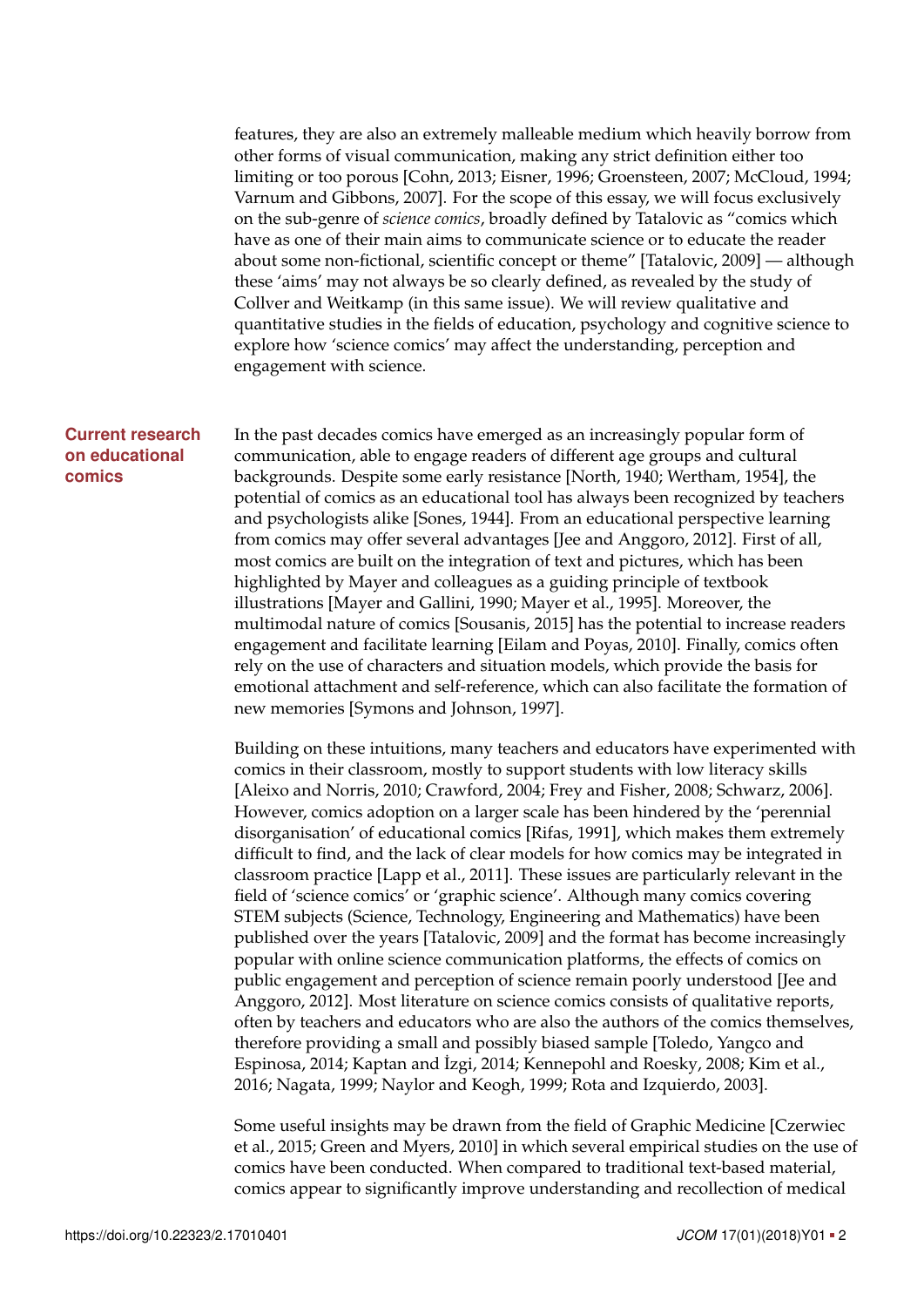features, they are also an extremely malleable medium which heavily borrow from other forms of visual communication, making any strict definition either too limiting or too porous [Cohn, 2013; Eisner, 1996; Groensteen, 2007; McCloud, 1994; Varnum and Gibbons, 2007]. For the scope of this essay, we will focus exclusively on the sub-genre of *science comics*, broadly defined by Tatalovic as "comics which have as one of their main aims to communicate science or to educate the reader about some non-fictional, scientific concept or theme" [Tatalovic, 2009] — although these 'aims' may not always be so clearly defined, as revealed by the study of Collver and Weitkamp (in this same issue). We will review qualitative and quantitative studies in the fields of education, psychology and cognitive science to explore how 'science comics' may affect the understanding, perception and engagement with science.

## Current research on educational comics

In the past decades comics have emerged as an increasingly popular form of communication, able to engage readers of different age groups and cultural backgrounds. Despite some early resistance [North, 1940; Wertham, 1954], the potential of comics as an educational tool has always been recognized by teachers and psychologists alike [Sones, 1944]. From an educational perspective learning from comics may offer several advantages [Jee and Anggoro, 2012]. First of all, most comics are built on the integration of text and pictures, which has been highlighted by Mayer and colleagues as a guiding principle of textbook illustrations [Mayer and Gallini, 1990; Mayer et al., 1995]. Moreover, the multimodal nature of comics [Sousanis, 2015] has the potential to increase readers engagement and facilitate learning [Eilam and Poyas, 2010]. Finally, comics often rely on the use of characters and situation models, which provide the basis for emotional attachment and self-reference, which can also facilitate the formation of new memories [Symons and Johnson, 1997].

Building on these intuitions, many teachers and educators have experimented with comics in their classroom, mostly to support students with low literacy skills [Aleixo and Norris, 2010; Crawford, 2004; Frey and Fisher, 2008; Schwarz, 2006]. However, comics adoption on a larger scale has been hindered by the 'perennial disorganisation' of educational comics [Rifas, 1991], which makes them extremely difficult to find, and the lack of clear models for how comics may be integrated in classroom practice [Lapp et al., 2011]. These issues are particularly relevant in the field of 'science comics' or 'graphic science'. Although many comics covering STEM subjects (Science, Technology, Engineering and Mathematics) have been published over the years [Tatalovic, 2009] and the format has become increasingly popular with online science communication platforms, the effects of comics on public engagement and perception of science remain poorly understood [Jee and Anggoro, 2012]. Most literature on science comics consists of qualitative reports, often by teachers and educators who are also the authors of the comics themselves, therefore providing a small and possibly biased sample [Toledo, Yangco and Espinosa, 2014; Kaptan and İzgi, 2014; Kennepohl and Roesky, 2008; Kim et al., 2016; Nagata, 1999; Naylor and Keogh, 1999; Rota and Izquierdo, 2003].

Some useful insights may be drawn from the field of Graphic Medicine [Czerwiec et al., 2015; Green and Myers, 2010] in which several empirical studies on the use of comics have been conducted. When compared to traditional text-based material, comics appear to significantly improve understanding and recollection of medical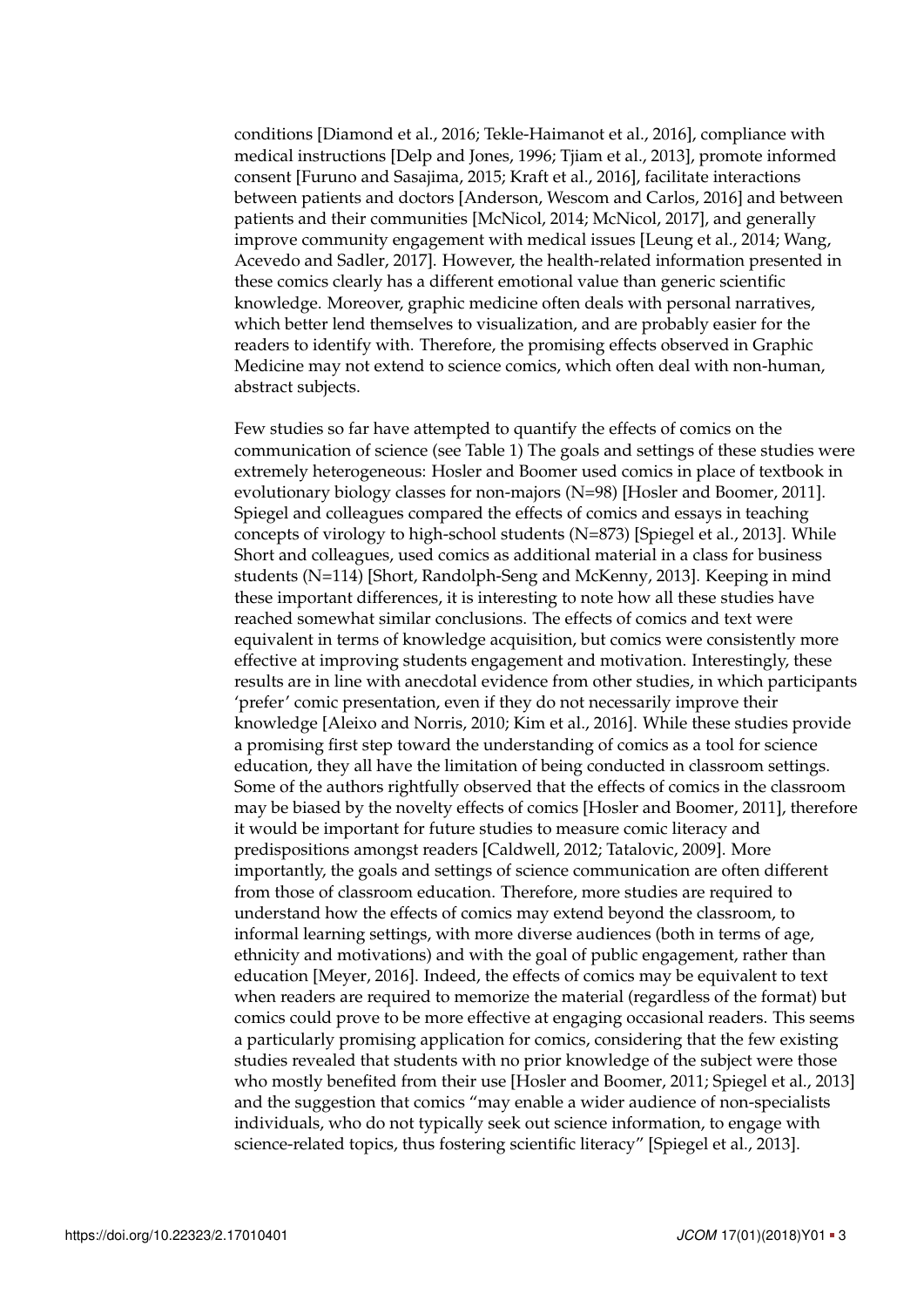conditions [Diamond et al., 2016; Tekle-Haimanot et al., 2016], compliance with medical instructions [Delp and Jones, 1996; Tjiam et al., 2013], promote informed consent [Furuno and Sasajima, 2015; Kraft et al., 2016], facilitate interactions between patients and doctors [Anderson, Wescom and Carlos, 2016] and between patients and their communities [McNicol, 2014; McNicol, 2017], and generally improve community engagement with medical issues [Leung et al., 2014; Wang, Acevedo and Sadler, 2017]. However, the health-related information presented in these comics clearly has a different emotional value than generic scientific knowledge. Moreover, graphic medicine often deals with personal narratives, which better lend themselves to visualization, and are probably easier for the readers to identify with. Therefore, the promising effects observed in Graphic Medicine may not extend to science comics, which often deal with non-human, abstract subjects.

Few studies so far have attempted to quantify the effects of comics on the communication of science (see Table 1) The goals and settings of these studies were extremely heterogeneous: Hosler and Boomer used comics in place of textbook in evolutionary biology classes for non-majors (N=98) [Hosler and Boomer, 2011]. Spiegel and colleagues compared the effects of comics and essays in teaching concepts of virology to high-school students (N=873) [Spiegel et al., 2013]. While Short and colleagues, used comics as additional material in a class for business students (N=114) [Short, Randolph-Seng and McKenny, 2013]. Keeping in mind these important differences, it is interesting to note how all these studies have reached somewhat similar conclusions. The effects of comics and text were equivalent in terms of knowledge acquisition, but comics were consistently more effective at improving students engagement and motivation. Interestingly, these results are in line with anecdotal evidence from other studies, in which participants 'prefer' comic presentation, even if they do not necessarily improve their knowledge [Aleixo and Norris, 2010; Kim et al., 2016]. While these studies provide a promising first step toward the understanding of comics as a tool for science education, they all have the limitation of being conducted in classroom settings. Some of the authors rightfully observed that the effects of comics in the classroom may be biased by the novelty effects of comics [Hosler and Boomer, 2011], therefore it would be important for future studies to measure comic literacy and predispositions amongst readers [Caldwell, 2012; Tatalovic, 2009]. More importantly, the goals and settings of science communication are often different from those of classroom education. Therefore, more studies are required to understand how the effects of comics may extend beyond the classroom, to informal learning settings, with more diverse audiences (both in terms of age, ethnicity and motivations) and with the goal of public engagement, rather than education [Meyer, 2016]. Indeed, the effects of comics may be equivalent to text when readers are required to memorize the material (regardless of the format) but comics could prove to be more effective at engaging occasional readers. This seems a particularly promising application for comics, considering that the few existing studies revealed that students with no prior knowledge of the subject were those who mostly benefited from their use [Hosler and Boomer, 2011; Spiegel et al., 2013] and the suggestion that comics "may enable a wider audience of non-specialists individuals, who do not typically seek out science information, to engage with science-related topics, thus fostering scientific literacy" [Spiegel et al., 2013].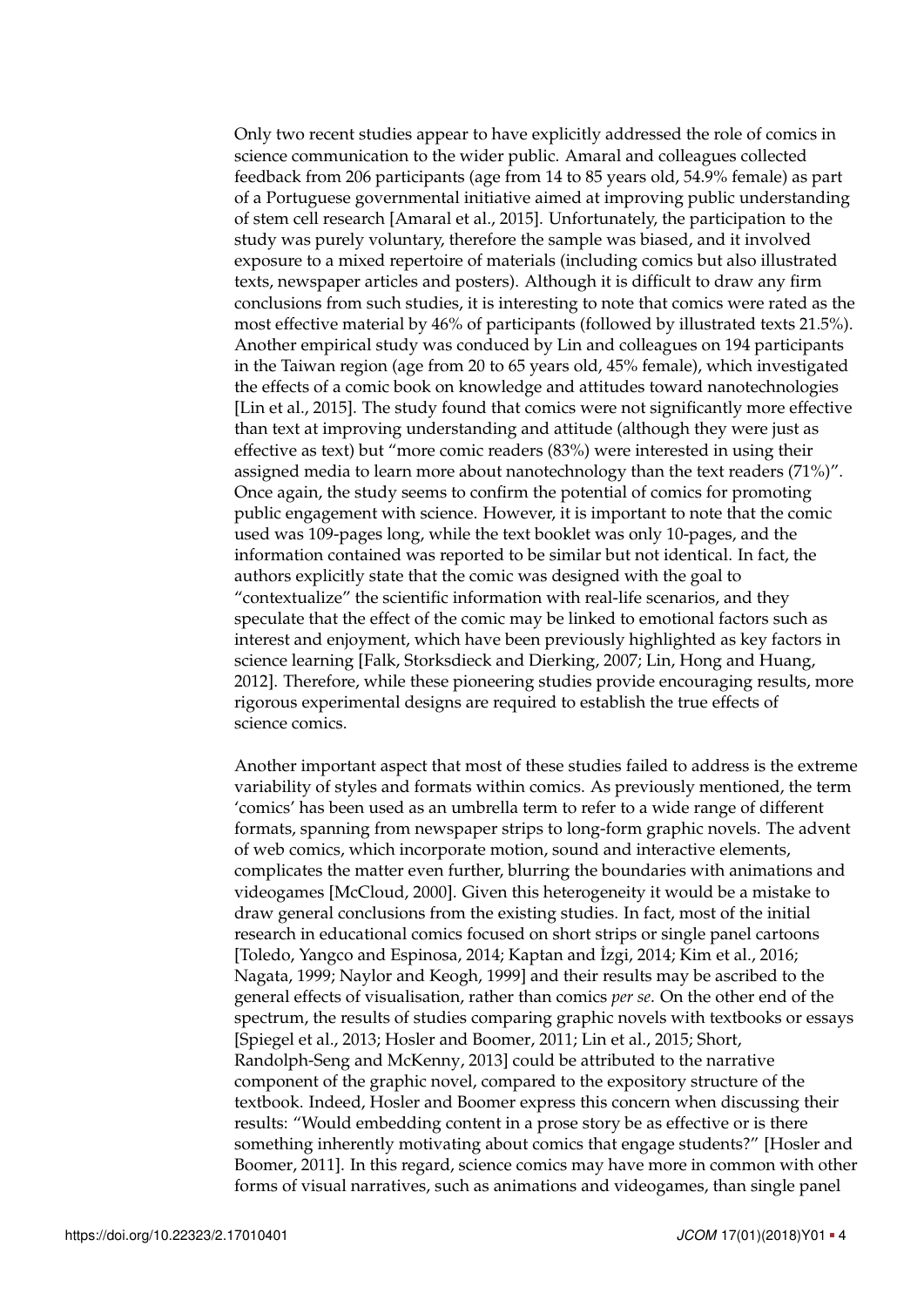Only two recent studies appear to have explicitly addressed the role of comics in science communication to the wider public. Amaral and colleagues collected feedback from 206 participants (age from 14 to 85 years old, 54.9% female) as part of a Portuguese governmental initiative aimed at improving public understanding of stem cell research [Amaral et al., 2015]. Unfortunately, the participation to the study was purely voluntary, therefore the sample was biased, and it involved exposure to a mixed repertoire of materials (including comics but also illustrated texts, newspaper articles and posters). Although it is difficult to draw any firm conclusions from such studies, it is interesting to note that comics were rated as the most effective material by 46% of participants (followed by illustrated texts 21.5%). Another empirical study was conduced by Lin and colleagues on 194 participants in the Taiwan region (age from 20 to 65 years old, 45% female), which investigated the effects of a comic book on knowledge and attitudes toward nanotechnologies [Lin et al., 2015]. The study found that comics were not significantly more effective than text at improving understanding and attitude (although they were just as effective as text) but "more comic readers (83%) were interested in using their assigned media to learn more about nanotechnology than the text readers (71%)". Once again, the study seems to confirm the potential of comics for promoting public engagement with science. However, it is important to note that the comic used was 109-pages long, while the text booklet was only 10-pages, and the information contained was reported to be similar but not identical. In fact, the authors explicitly state that the comic was designed with the goal to "contextualize" the scientific information with real-life scenarios, and they speculate that the effect of the comic may be linked to emotional factors such as interest and enjoyment, which have been previously highlighted as key factors in science learning [Falk, Storksdieck and Dierking, 2007; Lin, Hong and Huang, 2012]. Therefore, while these pioneering studies provide encouraging results, more rigorous experimental designs are required to establish the true effects of science comics.

Another important aspect that most of these studies failed to address is the extreme variability of styles and formats within comics. As previously mentioned, the term 'comics' has been used as an umbrella term to refer to a wide range of different formats, spanning from newspaper strips to long-form graphic novels. The advent of web comics, which incorporate motion, sound and interactive elements, complicates the matter even further, blurring the boundaries with animations and videogames [McCloud, 2000]. Given this heterogeneity it would be a mistake to draw general conclusions from the existing studies. In fact, most of the initial research in educational comics focused on short strips or single panel cartoons [Toledo, Yangco and Espinosa, 2014; Kaptan and İzgi, 2014; Kim et al., 2016; Nagata, 1999; Naylor and Keogh, 1999] and their results may be ascribed to the general effects of visualisation, rather than comics *per se*. On the other end of the spectrum, the results of studies comparing graphic novels with textbooks or essays [Spiegel et al., 2013; Hosler and Boomer, 2011; Lin et al., 2015; Short, Randolph-Seng and McKenny, 2013] could be attributed to the narrative component of the graphic novel, compared to the expository structure of the textbook. Indeed, Hosler and Boomer express this concern when discussing their results: "Would embedding content in a prose story be as effective or is there something inherently motivating about comics that engage students?" [Hosler and Boomer, 2011]. In this regard, science comics may have more in common with other forms of visual narratives, such as animations and videogames, than single panel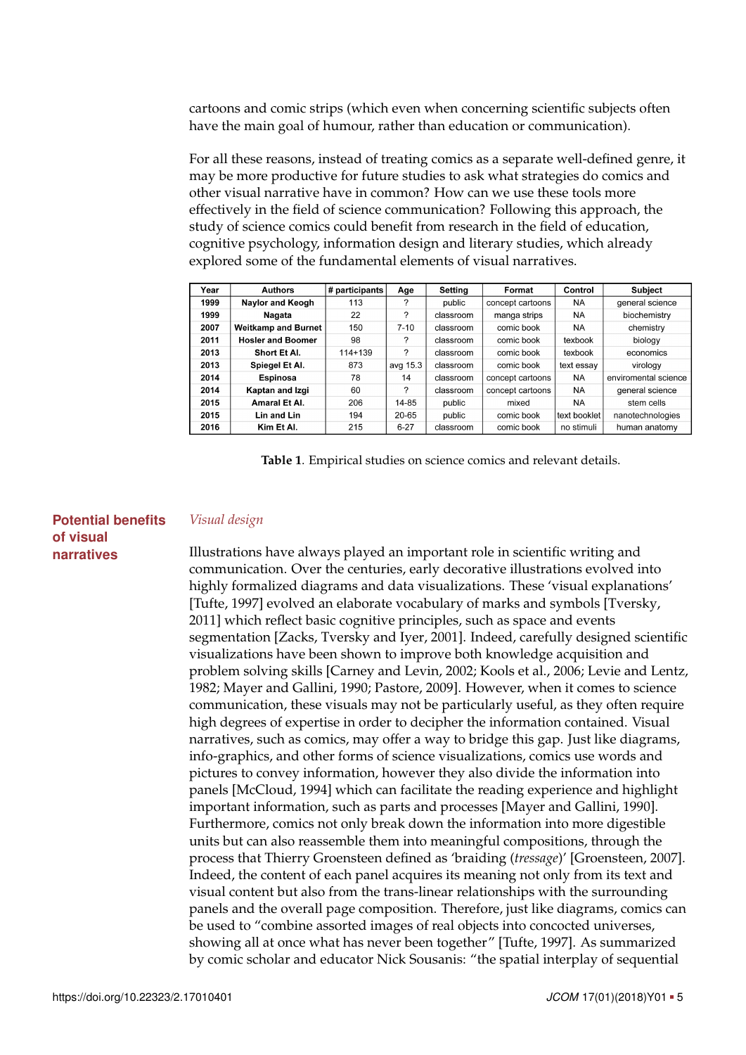cartoons and comic strips (which even when concerning scientific subjects often have the main goal of humour, rather than education or communication).

For all these reasons, instead of treating comics as a separate well-defined genre, it may be more productive for future studies to ask what strategies do comics and other visual narrative have in common? How can we use these tools more effectively in the field of science communication? Following this approach, the study of science comics could benefit from research in the field of education, cognitive psychology, information design and literary studies, which already explored some of the fundamental elements of visual narratives.

| Year | Authors | # participants | Age | Setting | Format | Control | Subject |
|---|---|---|---|---|---|---|---|
| 1999 | Naylor and Keogh | 113 | ? | public | concept cartoons | NA | general science |
| 1999 | Nagata | 22 | ? | classroom | manga strips | NA | biochemistry |
| 2007 | Weitkamp and Burnet | 150 | 7-10 | classroom | comic book | NA | chemistry |
| 2011 | Hosler and Boomer | 98 | ? | classroom | comic book | texbook | biology |
| 2013 | Short Et Al. | 114+139 | ? | classroom | comic book | texbook | economics |
| 2013 | Spiegel Et Al. | 873 | avg 15.3 | classroom | comic book | text essay | virology |
| 2014 | Espinosa | 78 | 14 | classroom | concept cartoons | NA | enviromental science |
| 2014 | Kaptan and Izgi | 60 | ? | classroom | concept cartoons | NA | general science |
| 2015 | Amaral Et Al. | 206 | 14-85 | public | mixed | NA | stem cells |
| 2015 | Lin and Lin | 194 | 20-65 | public | comic book | text booklet | nanotechnologies |
| 2016 | Kim Et Al. | 215 | 6-27 | classroom | comic book | no stimuli | human anatomy |

**Table 1**. Empirical studies on science comics and relevant details.

## Potential benefits of visual narratives

*Visual design*

Illustrations have always played an important role in scientific writing and communication. Over the centuries, early decorative illustrations evolved into highly formalized diagrams and data visualizations. These 'visual explanations' [Tufte, 1997] evolved an elaborate vocabulary of marks and symbols [Tversky, 2011] which reflect basic cognitive principles, such as space and events segmentation [Zacks, Tversky and Iyer, 2001]. Indeed, carefully designed scientific visualizations have been shown to improve both knowledge acquisition and problem solving skills [Carney and Levin, 2002; Kools et al., 2006; Levie and Lentz, 1982; Mayer and Gallini, 1990; Pastore, 2009]. However, when it comes to science communication, these visuals may not be particularly useful, as they often require high degrees of expertise in order to decipher the information contained. Visual narratives, such as comics, may offer a way to bridge this gap. Just like diagrams, info-graphics, and other forms of science visualizations, comics use words and pictures to convey information, however they also divide the information into panels [McCloud, 1994] which can facilitate the reading experience and highlight important information, such as parts and processes [Mayer and Gallini, 1990]. Furthermore, comics not only break down the information into more digestible units but can also reassemble them into meaningful compositions, through the process that Thierry Groensteen defined as 'braiding (*tressage*)' [Groensteen, 2007]. Indeed, the content of each panel acquires its meaning not only from its text and visual content but also from the trans-linear relationships with the surrounding panels and the overall page composition. Therefore, just like diagrams, comics can be used to "combine assorted images of real objects into concocted universes, showing all at once what has never been together" [Tufte, 1997]. As summarized by comic scholar and educator Nick Sousanis: "the spatial interplay of sequential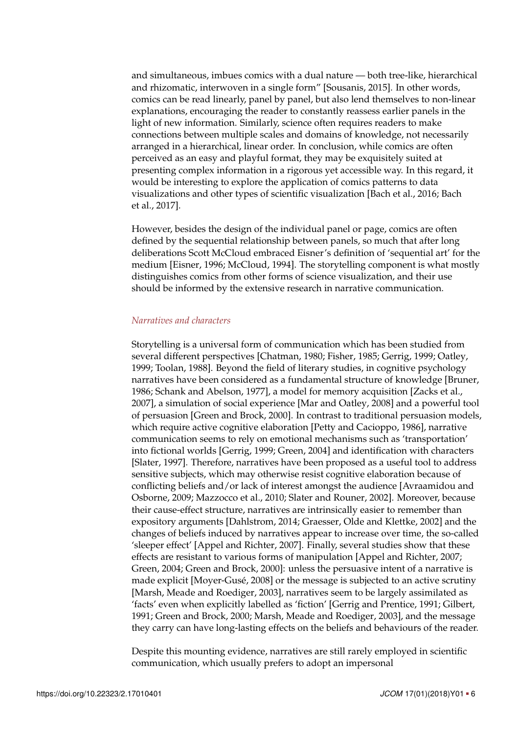and simultaneous, imbues comics with a dual nature — both tree-like, hierarchical and rhizomatic, interwoven in a single form" [Sousanis, 2015]. In other words, comics can be read linearly, panel by panel, but also lend themselves to non-linear explanations, encouraging the reader to constantly reassess earlier panels in the light of new information. Similarly, science often requires readers to make connections between multiple scales and domains of knowledge, not necessarily arranged in a hierarchical, linear order. In conclusion, while comics are often perceived as an easy and playful format, they may be exquisitely suited at presenting complex information in a rigorous yet accessible way. In this regard, it would be interesting to explore the application of comics patterns to data visualizations and other types of scientific visualization [Bach et al., 2016; Bach et al., 2017].

However, besides the design of the individual panel or page, comics are often defined by the sequential relationship between panels, so much that after long deliberations Scott McCloud embraced Eisner's definition of 'sequential art' for the medium [Eisner, 1996; McCloud, 1994]. The storytelling component is what mostly distinguishes comics from other forms of science visualization, and their use should be informed by the extensive research in narrative communication.

### *Narratives and characters*

Storytelling is a universal form of communication which has been studied from several different perspectives [Chatman, 1980; Fisher, 1985; Gerrig, 1999; Oatley, 1999; Toolan, 1988]. Beyond the field of literary studies, in cognitive psychology narratives have been considered as a fundamental structure of knowledge [Bruner, 1986; Schank and Abelson, 1977], a model for memory acquisition [Zacks et al., 2007], a simulation of social experience [Mar and Oatley, 2008] and a powerful tool of persuasion [Green and Brock, 2000]. In contrast to traditional persuasion models, which require active cognitive elaboration [Petty and Cacioppo, 1986], narrative communication seems to rely on emotional mechanisms such as 'transportation' into fictional worlds [Gerrig, 1999; Green, 2004] and identification with characters [Slater, 1997]. Therefore, narratives have been proposed as a useful tool to address sensitive subjects, which may otherwise resist cognitive elaboration because of conflicting beliefs and/or lack of interest amongst the audience [Avraamidou and Osborne, 2009; Mazzocco et al., 2010; Slater and Rouner, 2002]. Moreover, because their cause-effect structure, narratives are intrinsically easier to remember than expository arguments [Dahlstrom, 2014; Graesser, Olde and Klettke, 2002] and the changes of beliefs induced by narratives appear to increase over time, the so-called 'sleeper effect' [Appel and Richter, 2007]. Finally, several studies show that these effects are resistant to various forms of manipulation [Appel and Richter, 2007; Green, 2004; Green and Brock, 2000]: unless the persuasive intent of a narrative is made explicit [Moyer-Gusé, 2008] or the message is subjected to an active scrutiny [Marsh, Meade and Roediger, 2003], narratives seem to be largely assimilated as 'facts' even when explicitly labelled as 'fiction' [Gerrig and Prentice, 1991; Gilbert, 1991; Green and Brock, 2000; Marsh, Meade and Roediger, 2003], and the message they carry can have long-lasting effects on the beliefs and behaviours of the reader.

Despite this mounting evidence, narratives are still rarely employed in scientific communication, which usually prefers to adopt an impersonal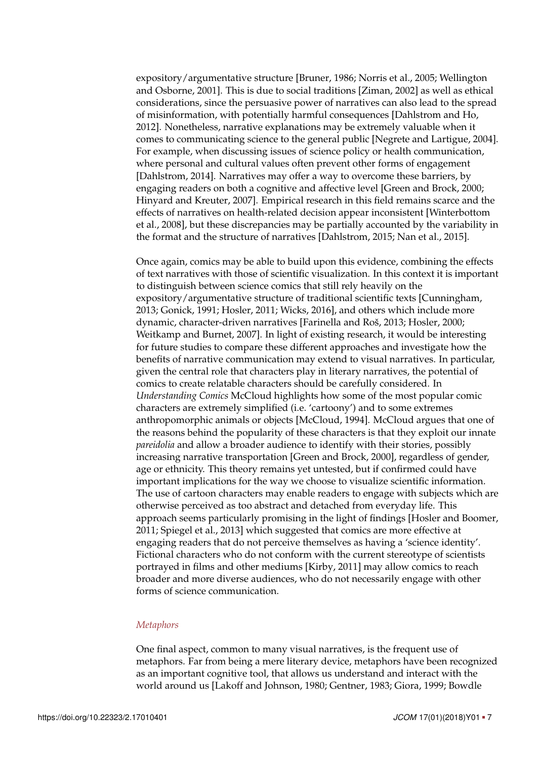expository/argumentative structure [Bruner, 1986; Norris et al., 2005; Wellington and Osborne, 2001]. This is due to social traditions [Ziman, 2002] as well as ethical considerations, since the persuasive power of narratives can also lead to the spread of misinformation, with potentially harmful consequences [Dahlstrom and Ho, 2012]. Nonetheless, narrative explanations may be extremely valuable when it comes to communicating science to the general public [Negrete and Lartigue, 2004]. For example, when discussing issues of science policy or health communication, where personal and cultural values often prevent other forms of engagement [Dahlstrom, 2014]. Narratives may offer a way to overcome these barriers, by engaging readers on both a cognitive and affective level [Green and Brock, 2000; Hinyard and Kreuter, 2007]. Empirical research in this field remains scarce and the effects of narratives on health-related decision appear inconsistent [Winterbottom et al., 2008], but these discrepancies may be partially accounted by the variability in the format and the structure of narratives [Dahlstrom, 2015; Nan et al., 2015].

Once again, comics may be able to build upon this evidence, combining the effects of text narratives with those of scientific visualization. In this context it is important to distinguish between science comics that still rely heavily on the expository/argumentative structure of traditional scientific texts [Cunningham, 2013; Gonick, 1991; Hosler, 2011; Wicks, 2016], and others which include more dynamic, character-driven narratives [Farinella and Roš, 2013; Hosler, 2000; Weitkamp and Burnet, 2007]. In light of existing research, it would be interesting for future studies to compare these different approaches and investigate how the benefits of narrative communication may extend to visual narratives. In particular, given the central role that characters play in literary narratives, the potential of comics to create relatable characters should be carefully considered. In *Understanding Comics* McCloud highlights how some of the most popular comic characters are extremely simplified (i.e. 'cartoony') and to some extremes anthropomorphic animals or objects [McCloud, 1994]. McCloud argues that one of the reasons behind the popularity of these characters is that they exploit our innate *pareidolia* and allow a broader audience to identify with their stories, possibly increasing narrative transportation [Green and Brock, 2000], regardless of gender, age or ethnicity. This theory remains yet untested, but if confirmed could have important implications for the way we choose to visualize scientific information. The use of cartoon characters may enable readers to engage with subjects which are otherwise perceived as too abstract and detached from everyday life. This approach seems particularly promising in the light of findings [Hosler and Boomer, 2011; Spiegel et al., 2013] which suggested that comics are more effective at engaging readers that do not perceive themselves as having a 'science identity'. Fictional characters who do not conform with the current stereotype of scientists portrayed in films and other mediums [Kirby, 2011] may allow comics to reach broader and more diverse audiences, who do not necessarily engage with other forms of science communication.

### *Metaphors*

One final aspect, common to many visual narratives, is the frequent use of metaphors. Far from being a mere literary device, metaphors have been recognized as an important cognitive tool, that allows us understand and interact with the world around us [Lakoff and Johnson, 1980; Gentner, 1983; Giora, 1999; Bowdle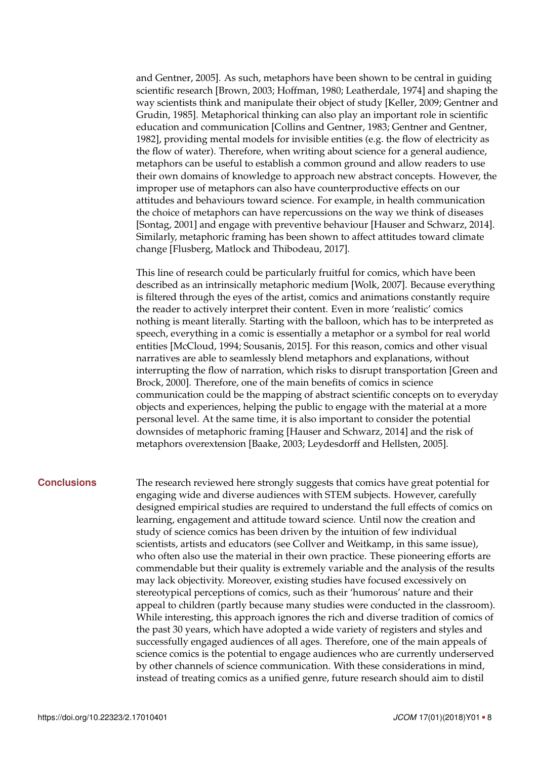and Gentner, 2005]. As such, metaphors have been shown to be central in guiding scientific research [Brown, 2003; Hoffman, 1980; Leatherdale, 1974] and shaping the way scientists think and manipulate their object of study [Keller, 2009; Gentner and Grudin, 1985]. Metaphorical thinking can also play an important role in scientific education and communication [Collins and Gentner, 1983; Gentner and Gentner, 1982], providing mental models for invisible entities (e.g. the flow of electricity as the flow of water). Therefore, when writing about science for a general audience, metaphors can be useful to establish a common ground and allow readers to use their own domains of knowledge to approach new abstract concepts. However, the improper use of metaphors can also have counterproductive effects on our attitudes and behaviours toward science. For example, in health communication the choice of metaphors can have repercussions on the way we think of diseases [Sontag, 2001] and engage with preventive behaviour [Hauser and Schwarz, 2014]. Similarly, metaphoric framing has been shown to affect attitudes toward climate change [Flusberg, Matlock and Thibodeau, 2017].

This line of research could be particularly fruitful for comics, which have been described as an intrinsically metaphoric medium [Wolk, 2007]. Because everything is filtered through the eyes of the artist, comics and animations constantly require the reader to actively interpret their content. Even in more 'realistic' comics nothing is meant literally. Starting with the balloon, which has to be interpreted as speech, everything in a comic is essentially a metaphor or a symbol for real world entities [McCloud, 1994; Sousanis, 2015]. For this reason, comics and other visual narratives are able to seamlessly blend metaphors and explanations, without interrupting the flow of narration, which risks to disrupt transportation [Green and Brock, 2000]. Therefore, one of the main benefits of comics in science communication could be the mapping of abstract scientific concepts on to everyday objects and experiences, helping the public to engage with the material at a more personal level. At the same time, it is also important to consider the potential downsides of metaphoric framing [Hauser and Schwarz, 2014] and the risk of metaphors overextension [Baake, 2003; Leydesdorff and Hellsten, 2005].

## Conclusions

The research reviewed here strongly suggests that comics have great potential for engaging wide and diverse audiences with STEM subjects. However, carefully designed empirical studies are required to understand the full effects of comics on learning, engagement and attitude toward science. Until now the creation and study of science comics has been driven by the intuition of few individual scientists, artists and educators (see Collver and Weitkamp, in this same issue), who often also use the material in their own practice. These pioneering efforts are commendable but their quality is extremely variable and the analysis of the results may lack objectivity. Moreover, existing studies have focused excessively on stereotypical perceptions of comics, such as their 'humorous' nature and their appeal to children (partly because many studies were conducted in the classroom). While interesting, this approach ignores the rich and diverse tradition of comics of the past 30 years, which have adopted a wide variety of registers and styles and successfully engaged audiences of all ages. Therefore, one of the main appeals of science comics is the potential to engage audiences who are currently underserved by other channels of science communication. With these considerations in mind, instead of treating comics as a unified genre, future research should aim to distil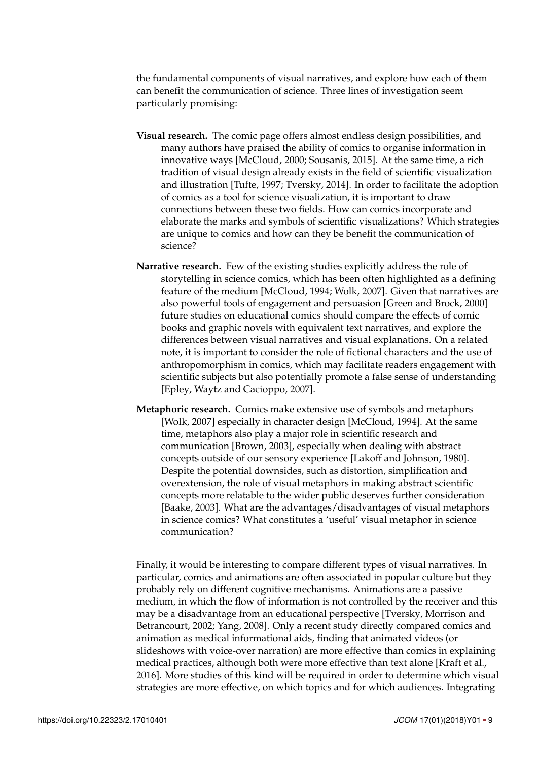the fundamental components of visual narratives, and explore how each of them can benefit the communication of science. Three lines of investigation seem particularly promising:

**Visual research.** The comic page offers almost endless design possibilities, and many authors have praised the ability of comics to organise information in innovative ways [McCloud, 2000; Sousanis, 2015]. At the same time, a rich tradition of visual design already exists in the field of scientific visualization and illustration [Tufte, 1997; Tversky, 2014]. In order to facilitate the adoption of comics as a tool for science visualization, it is important to draw connections between these two fields. How can comics incorporate and elaborate the marks and symbols of scientific visualizations? Which strategies are unique to comics and how can they be benefit the communication of science?

**Narrative research.** Few of the existing studies explicitly address the role of storytelling in science comics, which has been often highlighted as a defining feature of the medium [McCloud, 1994; Wolk, 2007]. Given that narratives are also powerful tools of engagement and persuasion [Green and Brock, 2000] future studies on educational comics should compare the effects of comic books and graphic novels with equivalent text narratives, and explore the differences between visual narratives and visual explanations. On a related note, it is important to consider the role of fictional characters and the use of anthropomorphism in comics, which may facilitate readers engagement with scientific subjects but also potentially promote a false sense of understanding [Epley, Waytz and Cacioppo, 2007].

**Metaphoric research.** Comics make extensive use of symbols and metaphors [Wolk, 2007] especially in character design [McCloud, 1994]. At the same time, metaphors also play a major role in scientific research and communication [Brown, 2003], especially when dealing with abstract concepts outside of our sensory experience [Lakoff and Johnson, 1980]. Despite the potential downsides, such as distortion, simplification and overextension, the role of visual metaphors in making abstract scientific concepts more relatable to the wider public deserves further consideration [Baake, 2003]. What are the advantages/disadvantages of visual metaphors in science comics? What constitutes a 'useful' visual metaphor in science communication?

Finally, it would be interesting to compare different types of visual narratives. In particular, comics and animations are often associated in popular culture but they probably rely on different cognitive mechanisms. Animations are a passive medium, in which the flow of information is not controlled by the receiver and this may be a disadvantage from an educational perspective [Tversky, Morrison and Betrancourt, 2002; Yang, 2008]. Only a recent study directly compared comics and animation as medical informational aids, finding that animated videos (or slideshows with voice-over narration) are more effective than comics in explaining medical practices, although both were more effective than text alone [Kraft et al., 2016]. More studies of this kind will be required in order to determine which visual strategies are more effective, on which topics and for which audiences. Integrating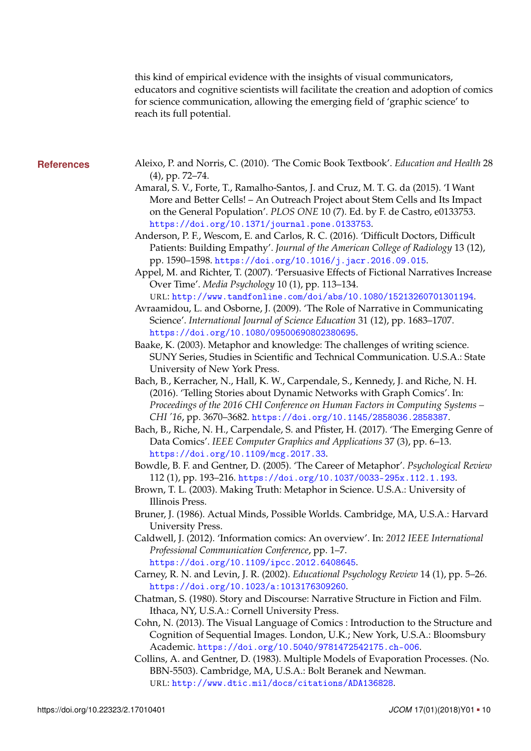this kind of empirical evidence with the insights of visual communicators, educators and cognitive scientists will facilitate the creation and adoption of comics for science communication, allowing the emerging field of 'graphic science' to reach its full potential.

## References

Aleixo, P. and Norris, C. (2010). 'The Comic Book Textbook'. *Education and Health* 28 (4), pp. 72–74.

Amaral, S. V., Forte, T., Ramalho-Santos, J. and Cruz, M. T. G. da (2015). 'I Want More and Better Cells! – An Outreach Project about Stem Cells and Its Impact on the General Population'. *PLOS ONE* 10 (7). Ed. by F. de Castro, e0133753. https://doi.org/10.1371/journal.pone.0133753.

Anderson, P. F., Wescom, E. and Carlos, R. C. (2016). 'Difficult Doctors, Difficult Patients: Building Empathy'. *Journal of the American College of Radiology* 13 (12), pp. 1590–1598. https://doi.org/10.1016/j.jacr.2016.09.015.

Appel, M. and Richter, T. (2007). 'Persuasive Effects of Fictional Narratives Increase Over Time'. *Media Psychology* 10 (1), pp. 113–134. URL: http://www.tandfonline.com/doi/abs/10.1080/15213260701301194.

Avraamidou, L. and Osborne, J. (2009). 'The Role of Narrative in Communicating Science'. *International Journal of Science Education* 31 (12), pp. 1683–1707. https://doi.org/10.1080/09500690802380695.

Baake, K. (2003). Metaphor and knowledge: The challenges of writing science. SUNY Series, Studies in Scientific and Technical Communication. U.S.A.: State University of New York Press.

Bach, B., Kerracher, N., Hall, K. W., Carpendale, S., Kennedy, J. and Riche, N. H. (2016). 'Telling Stories about Dynamic Networks with Graph Comics'. In: *Proceedings of the 2016 CHI Conference on Human Factors in Computing Systems – CHI '16*, pp. 3670–3682. https://doi.org/10.1145/2858036.2858387.

Bach, B., Riche, N. H., Carpendale, S. and Pfister, H. (2017). 'The Emerging Genre of Data Comics'. *IEEE Computer Graphics and Applications* 37 (3), pp. 6–13. https://doi.org/10.1109/mcg.2017.33.

Bowdle, B. F. and Gentner, D. (2005). 'The Career of Metaphor'. *Psychological Review* 112 (1), pp. 193–216. https://doi.org/10.1037/0033-295x.112.1.193.

Brown, T. L. (2003). Making Truth: Metaphor in Science. U.S.A.: University of Illinois Press.

Bruner, J. (1986). Actual Minds, Possible Worlds. Cambridge, MA, U.S.A.: Harvard University Press.

Caldwell, J. (2012). 'Information comics: An overview'. In: *2012 IEEE International Professional Communication Conference*, pp. 1–7. https://doi.org/10.1109/ipcc.2012.6408645.

Carney, R. N. and Levin, J. R. (2002). *Educational Psychology Review* 14 (1), pp. 5–26. https://doi.org/10.1023/a:1013176309260.

Chatman, S. (1980). Story and Discourse: Narrative Structure in Fiction and Film. Ithaca, NY, U.S.A.: Cornell University Press.

Cohn, N. (2013). The Visual Language of Comics : Introduction to the Structure and Cognition of Sequential Images. London, U.K.; New York, U.S.A.: Bloomsbury Academic. https://doi.org/10.5040/9781472542175.ch-006.

Collins, A. and Gentner, D. (1983). Multiple Models of Evaporation Processes. (No. BBN-5503). Cambridge, MA, U.S.A.: Bolt Beranek and Newman. URL: http://www.dtic.mil/docs/citations/ADA136828.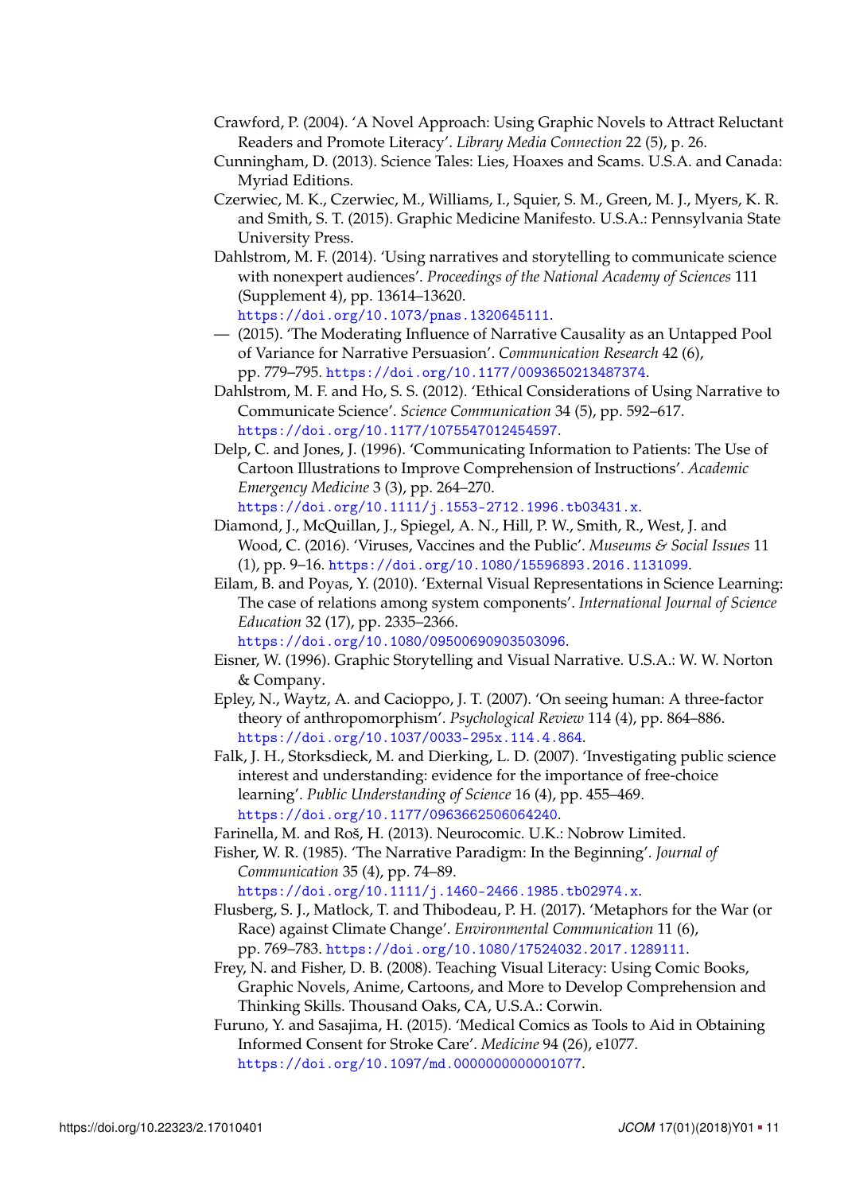Crawford, P. (2004). 'A Novel Approach: Using Graphic Novels to Attract Reluctant Readers and Promote Literacy'. *Library Media Connection* 22 (5), p. 26.

Cunningham, D. (2013). Science Tales: Lies, Hoaxes and Scams. U.S.A. and Canada: Myriad Editions.

Czerwiec, M. K., Czerwiec, M., Williams, I., Squier, S. M., Green, M. J., Myers, K. R. and Smith, S. T. (2015). Graphic Medicine Manifesto. U.S.A.: Pennsylvania State University Press.

Dahlstrom, M. F. (2014). 'Using narratives and storytelling to communicate science with nonexpert audiences'. *Proceedings of the National Academy of Sciences* 111 (Supplement 4), pp. 13614–13620. https://doi.org/10.1073/pnas.1320645111.

— (2015). 'The Moderating Influence of Narrative Causality as an Untapped Pool of Variance for Narrative Persuasion'. *Communication Research* 42 (6), pp. 779–795. https://doi.org/10.1177/0093650213487374.

Dahlstrom, M. F. and Ho, S. S. (2012). 'Ethical Considerations of Using Narrative to Communicate Science'. *Science Communication* 34 (5), pp. 592–617. https://doi.org/10.1177/1075547012454597.

Delp, C. and Jones, J. (1996). 'Communicating Information to Patients: The Use of Cartoon Illustrations to Improve Comprehension of Instructions'. *Academic Emergency Medicine* 3 (3), pp. 264–270. https://doi.org/10.1111/j.1553-2712.1996.tb03431.x.

Diamond, J., McQuillan, J., Spiegel, A. N., Hill, P. W., Smith, R., West, J. and Wood, C. (2016). 'Viruses, Vaccines and the Public'. *Museums & Social Issues* 11 (1), pp. 9–16. https://doi.org/10.1080/15596893.2016.1131099.

Eilam, B. and Poyas, Y. (2010). 'External Visual Representations in Science Learning: The case of relations among system components'. *International Journal of Science Education* 32 (17), pp. 2335–2366. https://doi.org/10.1080/09500690903503096.

Eisner, W. (1996). Graphic Storytelling and Visual Narrative. U.S.A.: W. W. Norton & Company.

Epley, N., Waytz, A. and Cacioppo, J. T. (2007). 'On seeing human: A three-factor theory of anthropomorphism'. *Psychological Review* 114 (4), pp. 864–886. https://doi.org/10.1037/0033-295x.114.4.864.

Falk, J. H., Storksdieck, M. and Dierking, L. D. (2007). 'Investigating public science interest and understanding: evidence for the importance of free-choice learning'. *Public Understanding of Science* 16 (4), pp. 455–469. https://doi.org/10.1177/0963662506064240.

Farinella, M. and Roš, H. (2013). Neurocomic. U.K.: Nobrow Limited.

Fisher, W. R. (1985). 'The Narrative Paradigm: In the Beginning'. *Journal of Communication* 35 (4), pp. 74–89. https://doi.org/10.1111/j.1460-2466.1985.tb02974.x.

Flusberg, S. J., Matlock, T. and Thibodeau, P. H. (2017). 'Metaphors for the War (or Race) against Climate Change'. *Environmental Communication* 11 (6), pp. 769–783. https://doi.org/10.1080/17524032.2017.1289111.

Frey, N. and Fisher, D. B. (2008). Teaching Visual Literacy: Using Comic Books, Graphic Novels, Anime, Cartoons, and More to Develop Comprehension and Thinking Skills. Thousand Oaks, CA, U.S.A.: Corwin.

Furuno, Y. and Sasajima, H. (2015). 'Medical Comics as Tools to Aid in Obtaining Informed Consent for Stroke Care'. *Medicine* 94 (26), e1077. https://doi.org/10.1097/md.0000000000001077.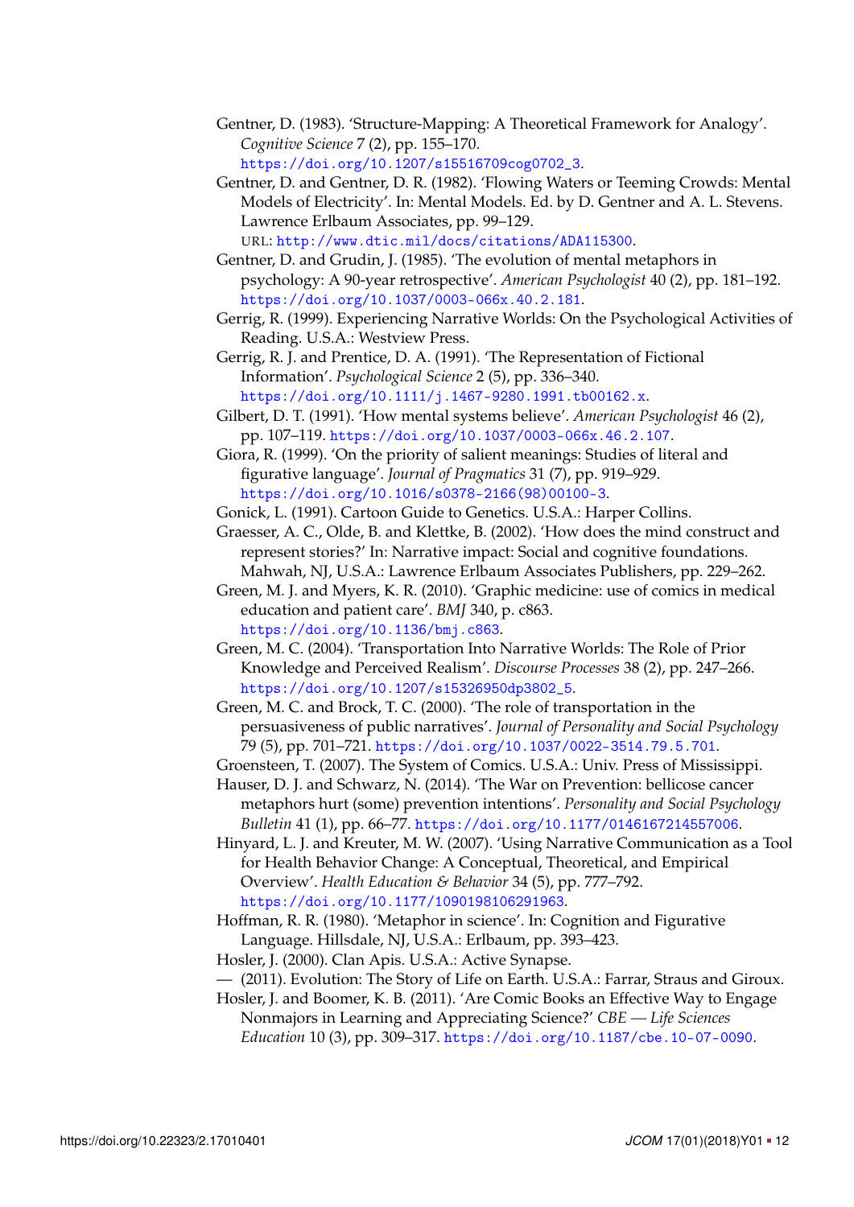Gentner, D. (1983). 'Structure-Mapping: A Theoretical Framework for Analogy'. *Cognitive Science* 7 (2), pp. 155–170. https://doi.org/10.1207/s15516709cog0702_3.

Gentner, D. and Gentner, D. R. (1982). 'Flowing Waters or Teeming Crowds: Mental Models of Electricity'. In: Mental Models. Ed. by D. Gentner and A. L. Stevens. Lawrence Erlbaum Associates, pp. 99–129. URL: http://www.dtic.mil/docs/citations/ADA115300.

Gentner, D. and Grudin, J. (1985). 'The evolution of mental metaphors in psychology: A 90-year retrospective'. *American Psychologist* 40 (2), pp. 181–192. https://doi.org/10.1037/0003-066x.40.2.181.

Gerrig, R. (1999). Experiencing Narrative Worlds: On the Psychological Activities of Reading. U.S.A.: Westview Press.

Gerrig, R. J. and Prentice, D. A. (1991). 'The Representation of Fictional Information'. *Psychological Science* 2 (5), pp. 336–340. https://doi.org/10.1111/j.1467-9280.1991.tb00162.x.

Gilbert, D. T. (1991). 'How mental systems believe'. *American Psychologist* 46 (2), pp. 107–119. https://doi.org/10.1037/0003-066x.46.2.107.

Giora, R. (1999). 'On the priority of salient meanings: Studies of literal and figurative language'. *Journal of Pragmatics* 31 (7), pp. 919–929. https://doi.org/10.1016/s0378-2166(98)00100-3.

Gonick, L. (1991). Cartoon Guide to Genetics. U.S.A.: Harper Collins.

Graesser, A. C., Olde, B. and Klettke, B. (2002). 'How does the mind construct and represent stories?' In: Narrative impact: Social and cognitive foundations. Mahwah, NJ, U.S.A.: Lawrence Erlbaum Associates Publishers, pp. 229–262.

Green, M. J. and Myers, K. R. (2010). 'Graphic medicine: use of comics in medical education and patient care'. *BMJ* 340, p. c863. https://doi.org/10.1136/bmj.c863.

Green, M. C. (2004). 'Transportation Into Narrative Worlds: The Role of Prior Knowledge and Perceived Realism'. *Discourse Processes* 38 (2), pp. 247–266. https://doi.org/10.1207/s15326950dp3802_5.

Green, M. C. and Brock, T. C. (2000). 'The role of transportation in the persuasiveness of public narratives'. *Journal of Personality and Social Psychology* 79 (5), pp. 701–721. https://doi.org/10.1037/0022-3514.79.5.701.

Groensteen, T. (2007). The System of Comics. U.S.A.: Univ. Press of Mississippi.

Hauser, D. J. and Schwarz, N. (2014). 'The War on Prevention: bellicose cancer metaphors hurt (some) prevention intentions'. *Personality and Social Psychology Bulletin* 41 (1), pp. 66–77. https://doi.org/10.1177/0146167214557006.

Hinyard, L. J. and Kreuter, M. W. (2007). 'Using Narrative Communication as a Tool for Health Behavior Change: A Conceptual, Theoretical, and Empirical Overview'. *Health Education & Behavior* 34 (5), pp. 777–792. https://doi.org/10.1177/1090198106291963.

Hoffman, R. R. (1980). 'Metaphor in science'. In: Cognition and Figurative Language. Hillsdale, NJ, U.S.A.: Erlbaum, pp. 393–423.

Hosler, J. (2000). Clan Apis. U.S.A.: Active Synapse.

— (2011). Evolution: The Story of Life on Earth. U.S.A.: Farrar, Straus and Giroux.

Hosler, J. and Boomer, K. B. (2011). 'Are Comic Books an Effective Way to Engage Nonmajors in Learning and Appreciating Science?' *CBE — Life Sciences Education* 10 (3), pp. 309–317. https://doi.org/10.1187/cbe.10-07-0090.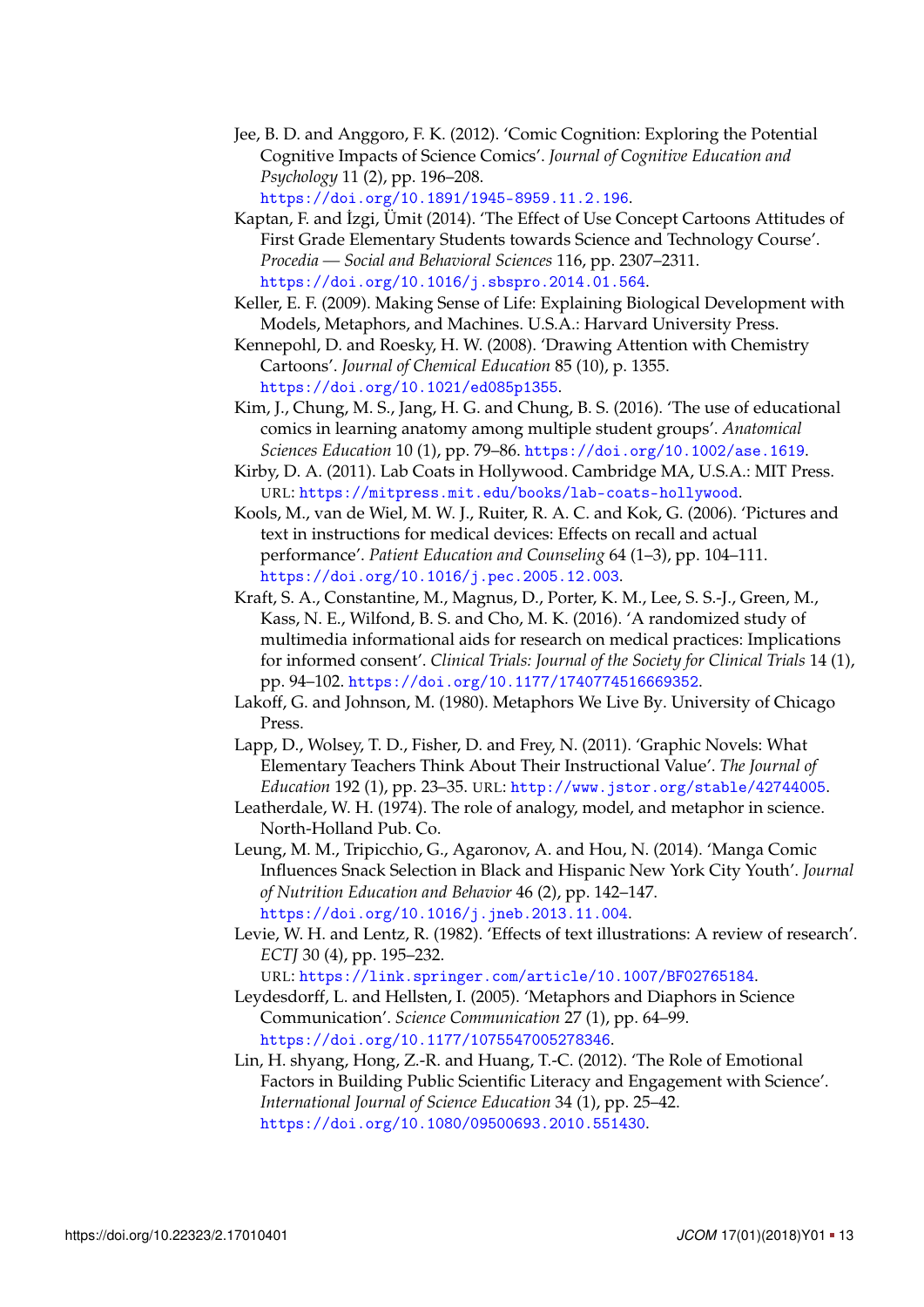Jee, B. D. and Anggoro, F. K. (2012). 'Comic Cognition: Exploring the Potential Cognitive Impacts of Science Comics'. *Journal of Cognitive Education and Psychology* 11 (2), pp. 196–208. https://doi.org/10.1891/1945-8959.11.2.196.

Kaptan, F. and İzgi, Ümit (2014). 'The Effect of Use Concept Cartoons Attitudes of First Grade Elementary Students towards Science and Technology Course'. *Procedia — Social and Behavioral Sciences* 116, pp. 2307–2311. https://doi.org/10.1016/j.sbspro.2014.01.564.

Keller, E. F. (2009). Making Sense of Life: Explaining Biological Development with Models, Metaphors, and Machines. U.S.A.: Harvard University Press.

Kennepohl, D. and Roesky, H. W. (2008). 'Drawing Attention with Chemistry Cartoons'. *Journal of Chemical Education* 85 (10), p. 1355. https://doi.org/10.1021/ed085p1355.

Kim, J., Chung, M. S., Jang, H. G. and Chung, B. S. (2016). 'The use of educational comics in learning anatomy among multiple student groups'. *Anatomical Sciences Education* 10 (1), pp. 79–86. https://doi.org/10.1002/ase.1619.

Kirby, D. A. (2011). Lab Coats in Hollywood. Cambridge MA, U.S.A.: MIT Press. URL: https://mitpress.mit.edu/books/lab-coats-hollywood.

Kools, M., van de Wiel, M. W. J., Ruiter, R. A. C. and Kok, G. (2006). 'Pictures and text in instructions for medical devices: Effects on recall and actual performance'. *Patient Education and Counseling* 64 (1–3), pp. 104–111. https://doi.org/10.1016/j.pec.2005.12.003.

Kraft, S. A., Constantine, M., Magnus, D., Porter, K. M., Lee, S. S.-J., Green, M., Kass, N. E., Wilfond, B. S. and Cho, M. K. (2016). 'A randomized study of multimedia informational aids for research on medical practices: Implications for informed consent'. *Clinical Trials: Journal of the Society for Clinical Trials* 14 (1), pp. 94–102. https://doi.org/10.1177/1740774516669352.

Lakoff, G. and Johnson, M. (1980). Metaphors We Live By. University of Chicago Press.

Lapp, D., Wolsey, T. D., Fisher, D. and Frey, N. (2011). 'Graphic Novels: What Elementary Teachers Think About Their Instructional Value'. *The Journal of Education* 192 (1), pp. 23–35. URL: http://www.jstor.org/stable/42744005.

Leatherdale, W. H. (1974). The role of analogy, model, and metaphor in science. North-Holland Pub. Co.

Leung, M. M., Tripicchio, G., Agaronov, A. and Hou, N. (2014). 'Manga Comic Influences Snack Selection in Black and Hispanic New York City Youth'. *Journal of Nutrition Education and Behavior* 46 (2), pp. 142–147. https://doi.org/10.1016/j.jneb.2013.11.004.

Levie, W. H. and Lentz, R. (1982). 'Effects of text illustrations: A review of research'. *ECTJ* 30 (4), pp. 195–232. URL: https://link.springer.com/article/10.1007/BF02765184.

Leydesdorff, L. and Hellsten, I. (2005). 'Metaphors and Diaphors in Science Communication'. *Science Communication* 27 (1), pp. 64–99. https://doi.org/10.1177/1075547005278346.

Lin, H. shyang, Hong, Z.-R. and Huang, T.-C. (2012). 'The Role of Emotional Factors in Building Public Scientific Literacy and Engagement with Science'. *International Journal of Science Education* 34 (1), pp. 25–42. https://doi.org/10.1080/09500693.2010.551430.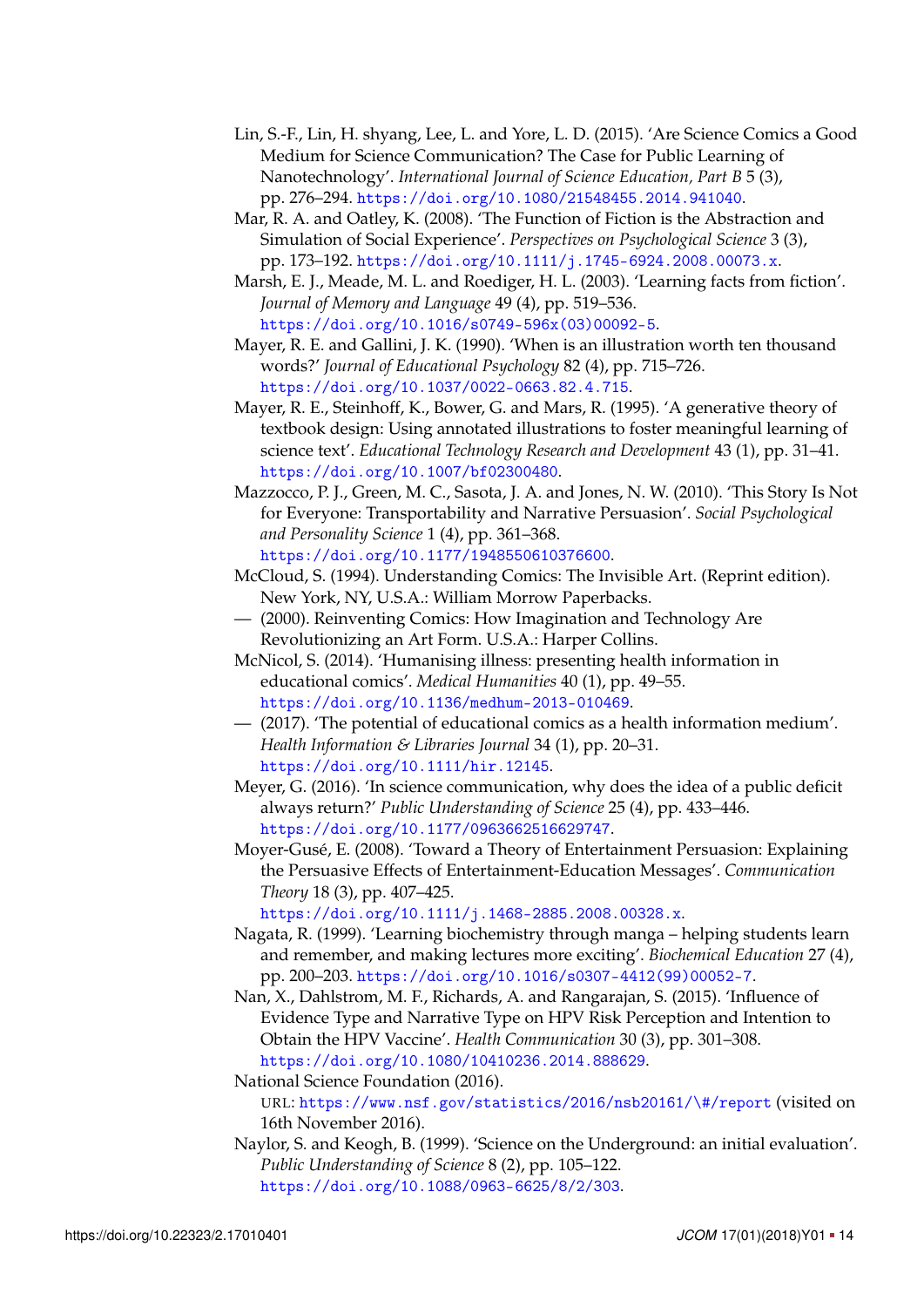Lin, S.-F., Lin, H. shyang, Lee, L. and Yore, L. D. (2015). 'Are Science Comics a Good Medium for Science Communication? The Case for Public Learning of Nanotechnology'. *International Journal of Science Education, Part B* 5 (3), pp. 276–294. https://doi.org/10.1080/21548455.2014.941040.

Mar, R. A. and Oatley, K. (2008). 'The Function of Fiction is the Abstraction and Simulation of Social Experience'. *Perspectives on Psychological Science* 3 (3), pp. 173–192. https://doi.org/10.1111/j.1745-6924.2008.00073.x.

Marsh, E. J., Meade, M. L. and Roediger, H. L. (2003). 'Learning facts from fiction'. *Journal of Memory and Language* 49 (4), pp. 519–536. https://doi.org/10.1016/s0749-596x(03)00092-5.

Mayer, R. E. and Gallini, J. K. (1990). 'When is an illustration worth ten thousand words?' *Journal of Educational Psychology* 82 (4), pp. 715–726. https://doi.org/10.1037/0022-0663.82.4.715.

Mayer, R. E., Steinhoff, K., Bower, G. and Mars, R. (1995). 'A generative theory of textbook design: Using annotated illustrations to foster meaningful learning of science text'. *Educational Technology Research and Development* 43 (1), pp. 31–41. https://doi.org/10.1007/bf02300480.

Mazzocco, P. J., Green, M. C., Sasota, J. A. and Jones, N. W. (2010). 'This Story Is Not for Everyone: Transportability and Narrative Persuasion'. *Social Psychological and Personality Science* 1 (4), pp. 361–368. https://doi.org/10.1177/1948550610376600.

McCloud, S. (1994). Understanding Comics: The Invisible Art. (Reprint edition). New York, NY, U.S.A.: William Morrow Paperbacks.

— (2000). Reinventing Comics: How Imagination and Technology Are Revolutionizing an Art Form. U.S.A.: Harper Collins.

McNicol, S. (2014). 'Humanising illness: presenting health information in educational comics'. *Medical Humanities* 40 (1), pp. 49–55. https://doi.org/10.1136/medhum-2013-010469.

— (2017). 'The potential of educational comics as a health information medium'. *Health Information & Libraries Journal* 34 (1), pp. 20–31. https://doi.org/10.1111/hir.12145.

Meyer, G. (2016). 'In science communication, why does the idea of a public deficit always return?' *Public Understanding of Science* 25 (4), pp. 433–446. https://doi.org/10.1177/0963662516629747.

Moyer-Gusé, E. (2008). 'Toward a Theory of Entertainment Persuasion: Explaining the Persuasive Effects of Entertainment-Education Messages'. *Communication Theory* 18 (3), pp. 407–425. https://doi.org/10.1111/j.1468-2885.2008.00328.x.

Nagata, R. (1999). 'Learning biochemistry through manga – helping students learn and remember, and making lectures more exciting'. *Biochemical Education* 27 (4), pp. 200–203. https://doi.org/10.1016/s0307-4412(99)00052-7.

Nan, X., Dahlstrom, M. F., Richards, A. and Rangarajan, S. (2015). 'Influence of Evidence Type and Narrative Type on HPV Risk Perception and Intention to Obtain the HPV Vaccine'. *Health Communication* 30 (3), pp. 301–308. https://doi.org/10.1080/10410236.2014.888629.

National Science Foundation (2016). URL: https://www.nsf.gov/statistics/2016/nsb20161/\#/report (visited on 16th November 2016).

Naylor, S. and Keogh, B. (1999). 'Science on the Underground: an initial evaluation'. *Public Understanding of Science* 8 (2), pp. 105–122. https://doi.org/10.1088/0963-6625/8/2/303.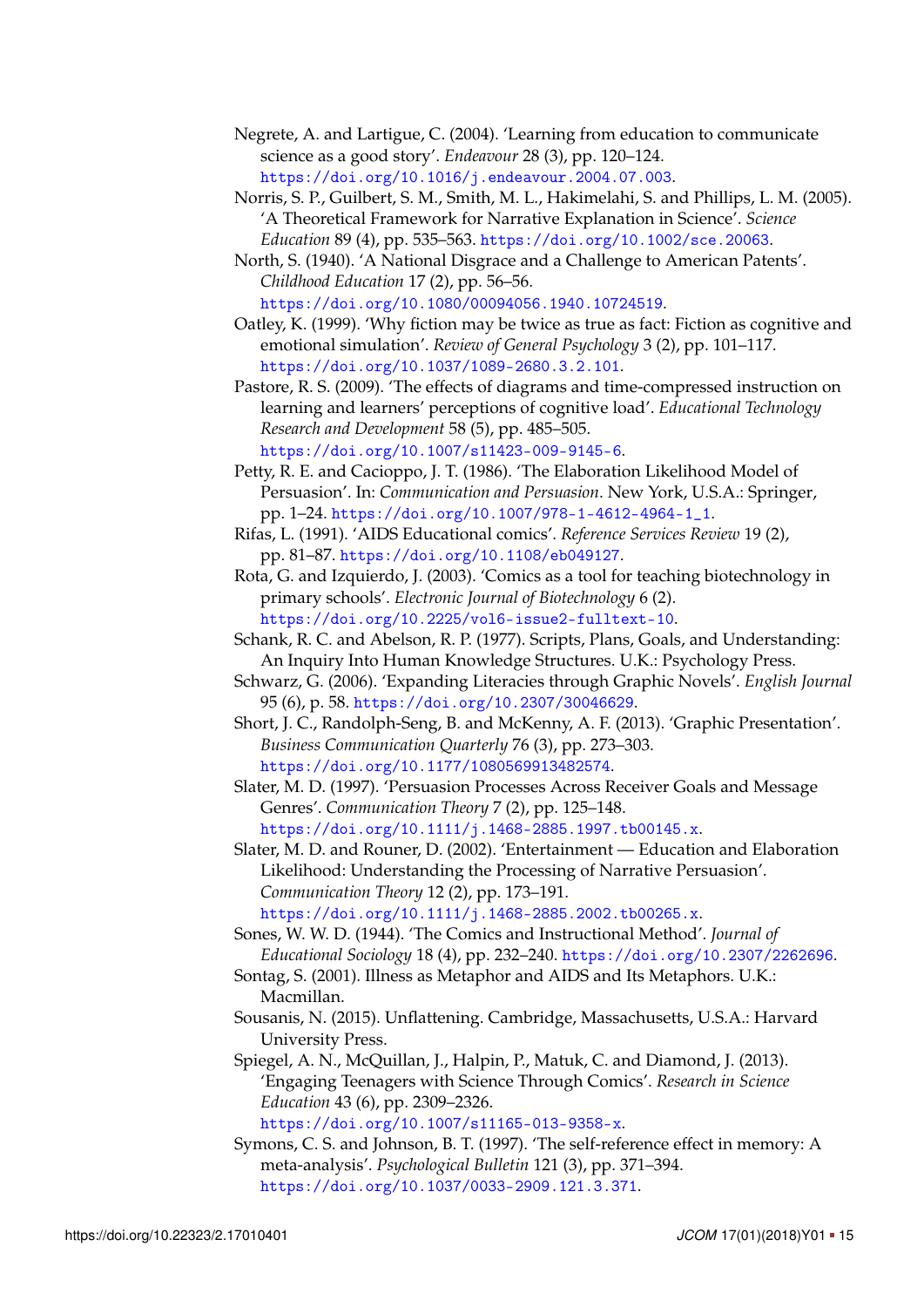Negrete, A. and Lartigue, C. (2004). 'Learning from education to communicate science as a good story'. *Endeavour* 28 (3), pp. 120–124. https://doi.org/10.1016/j.endeavour.2004.07.003.

Norris, S. P., Guilbert, S. M., Smith, M. L., Hakimelahi, S. and Phillips, L. M. (2005). 'A Theoretical Framework for Narrative Explanation in Science'. *Science Education* 89 (4), pp. 535–563. https://doi.org/10.1002/sce.20063.

North, S. (1940). 'A National Disgrace and a Challenge to American Patents'. *Childhood Education* 17 (2), pp. 56–56. https://doi.org/10.1080/00094056.1940.10724519.

Oatley, K. (1999). 'Why fiction may be twice as true as fact: Fiction as cognitive and emotional simulation'. *Review of General Psychology* 3 (2), pp. 101–117. https://doi.org/10.1037/1089-2680.3.2.101.

Pastore, R. S. (2009). 'The effects of diagrams and time-compressed instruction on learning and learners' perceptions of cognitive load'. *Educational Technology Research and Development* 58 (5), pp. 485–505. https://doi.org/10.1007/s11423-009-9145-6.

Petty, R. E. and Cacioppo, J. T. (1986). 'The Elaboration Likelihood Model of Persuasion'. In: *Communication and Persuasion*. New York, U.S.A.: Springer, pp. 1–24. https://doi.org/10.1007/978-1-4612-4964-1_1.

Rifas, L. (1991). 'AIDS Educational comics'. *Reference Services Review* 19 (2), pp. 81–87. https://doi.org/10.1108/eb049127.

Rota, G. and Izquierdo, J. (2003). 'Comics as a tool for teaching biotechnology in primary schools'. *Electronic Journal of Biotechnology* 6 (2). https://doi.org/10.2225/vol6-issue2-fulltext-10.

Schank, R. C. and Abelson, R. P. (1977). Scripts, Plans, Goals, and Understanding: An Inquiry Into Human Knowledge Structures. U.K.: Psychology Press.

Schwarz, G. (2006). 'Expanding Literacies through Graphic Novels'. *English Journal* 95 (6), p. 58. https://doi.org/10.2307/30046629.

Short, J. C., Randolph-Seng, B. and McKenny, A. F. (2013). 'Graphic Presentation'. *Business Communication Quarterly* 76 (3), pp. 273–303. https://doi.org/10.1177/1080569913482574.

Slater, M. D. (1997). 'Persuasion Processes Across Receiver Goals and Message Genres'. *Communication Theory* 7 (2), pp. 125–148. https://doi.org/10.1111/j.1468-2885.1997.tb00145.x.

Slater, M. D. and Rouner, D. (2002). 'Entertainment — Education and Elaboration Likelihood: Understanding the Processing of Narrative Persuasion'. *Communication Theory* 12 (2), pp. 173–191. https://doi.org/10.1111/j.1468-2885.2002.tb00265.x.

Sones, W. W. D. (1944). 'The Comics and Instructional Method'. *Journal of Educational Sociology* 18 (4), pp. 232–240. https://doi.org/10.2307/2262696.

Sontag, S. (2001). Illness as Metaphor and AIDS and Its Metaphors. U.K.: Macmillan.

Sousanis, N. (2015). Unflattening. Cambridge, Massachusetts, U.S.A.: Harvard University Press.

Spiegel, A. N., McQuillan, J., Halpin, P., Matuk, C. and Diamond, J. (2013). 'Engaging Teenagers with Science Through Comics'. *Research in Science Education* 43 (6), pp. 2309–2326. https://doi.org/10.1007/s11165-013-9358-x.

Symons, C. S. and Johnson, B. T. (1997). 'The self-reference effect in memory: A meta-analysis'. *Psychological Bulletin* 121 (3), pp. 371–394. https://doi.org/10.1037/0033-2909.121.3.371.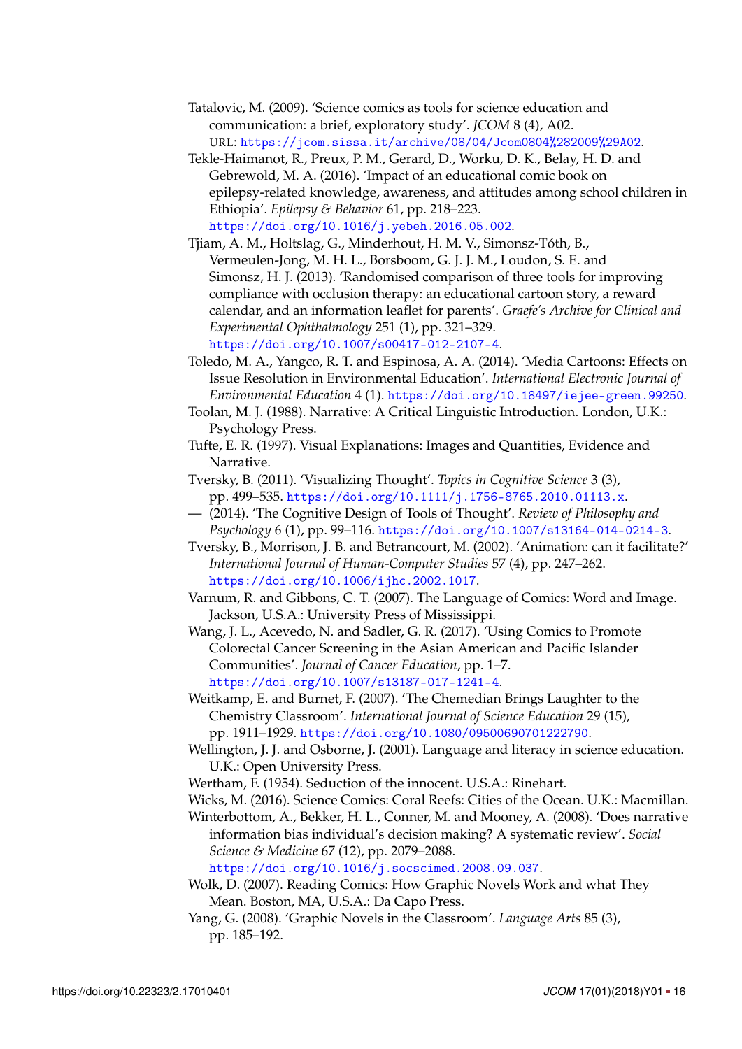Tatalovic, M. (2009). 'Science comics as tools for science education and communication: a brief, exploratory study'. *JCOM* 8 (4), A02. URL: https://jcom.sissa.it/archive/08/04/Jcom0804%282009%29A02.

Tekle-Haimanot, R., Preux, P. M., Gerard, D., Worku, D. K., Belay, H. D. and Gebrewold, M. A. (2016). 'Impact of an educational comic book on epilepsy-related knowledge, awareness, and attitudes among school children in Ethiopia'. *Epilepsy & Behavior* 61, pp. 218–223. https://doi.org/10.1016/j.yebeh.2016.05.002.

Tjiam, A. M., Holtslag, G., Minderhout, H. M. V., Simonsz-Tóth, B., Vermeulen-Jong, M. H. L., Borsboom, G. J. J. M., Loudon, S. E. and Simonsz, H. J. (2013). 'Randomised comparison of three tools for improving compliance with occlusion therapy: an educational cartoon story, a reward calendar, and an information leaflet for parents'. *Graefe's Archive for Clinical and Experimental Ophthalmology* 251 (1), pp. 321–329. https://doi.org/10.1007/s00417-012-2107-4.

Toledo, M. A., Yangco, R. T. and Espinosa, A. A. (2014). 'Media Cartoons: Effects on Issue Resolution in Environmental Education'. *International Electronic Journal of Environmental Education* 4 (1). https://doi.org/10.18497/iejee-green.99250.

Toolan, M. J. (1988). Narrative: A Critical Linguistic Introduction. London, U.K.: Psychology Press.

Tufte, E. R. (1997). Visual Explanations: Images and Quantities, Evidence and Narrative.

Tversky, B. (2011). 'Visualizing Thought'. *Topics in Cognitive Science* 3 (3), pp. 499–535. https://doi.org/10.1111/j.1756-8765.2010.01113.x.

— (2014). 'The Cognitive Design of Tools of Thought'. *Review of Philosophy and Psychology* 6 (1), pp. 99–116. https://doi.org/10.1007/s13164-014-0214-3.

Tversky, B., Morrison, J. B. and Betrancourt, M. (2002). 'Animation: can it facilitate?' *International Journal of Human-Computer Studies* 57 (4), pp. 247–262. https://doi.org/10.1006/ijhc.2002.1017.

Varnum, R. and Gibbons, C. T. (2007). The Language of Comics: Word and Image. Jackson, U.S.A.: University Press of Mississippi.

Wang, J. L., Acevedo, N. and Sadler, G. R. (2017). 'Using Comics to Promote Colorectal Cancer Screening in the Asian American and Pacific Islander Communities'. *Journal of Cancer Education*, pp. 1–7. https://doi.org/10.1007/s13187-017-1241-4.

Weitkamp, E. and Burnet, F. (2007). 'The Chemedian Brings Laughter to the Chemistry Classroom'. *International Journal of Science Education* 29 (15), pp. 1911–1929. https://doi.org/10.1080/09500690701222790.

Wellington, J. J. and Osborne, J. (2001). Language and literacy in science education. U.K.: Open University Press.

Wertham, F. (1954). Seduction of the innocent. U.S.A.: Rinehart.

Wicks, M. (2016). Science Comics: Coral Reefs: Cities of the Ocean. U.K.: Macmillan.

Winterbottom, A., Bekker, H. L., Conner, M. and Mooney, A. (2008). 'Does narrative information bias individual's decision making? A systematic review'. *Social Science & Medicine* 67 (12), pp. 2079–2088. https://doi.org/10.1016/j.socscimed.2008.09.037.

Wolk, D. (2007). Reading Comics: How Graphic Novels Work and what They Mean. Boston, MA, U.S.A.: Da Capo Press.

Yang, G. (2008). 'Graphic Novels in the Classroom'. *Language Arts* 85 (3), pp. 185–192.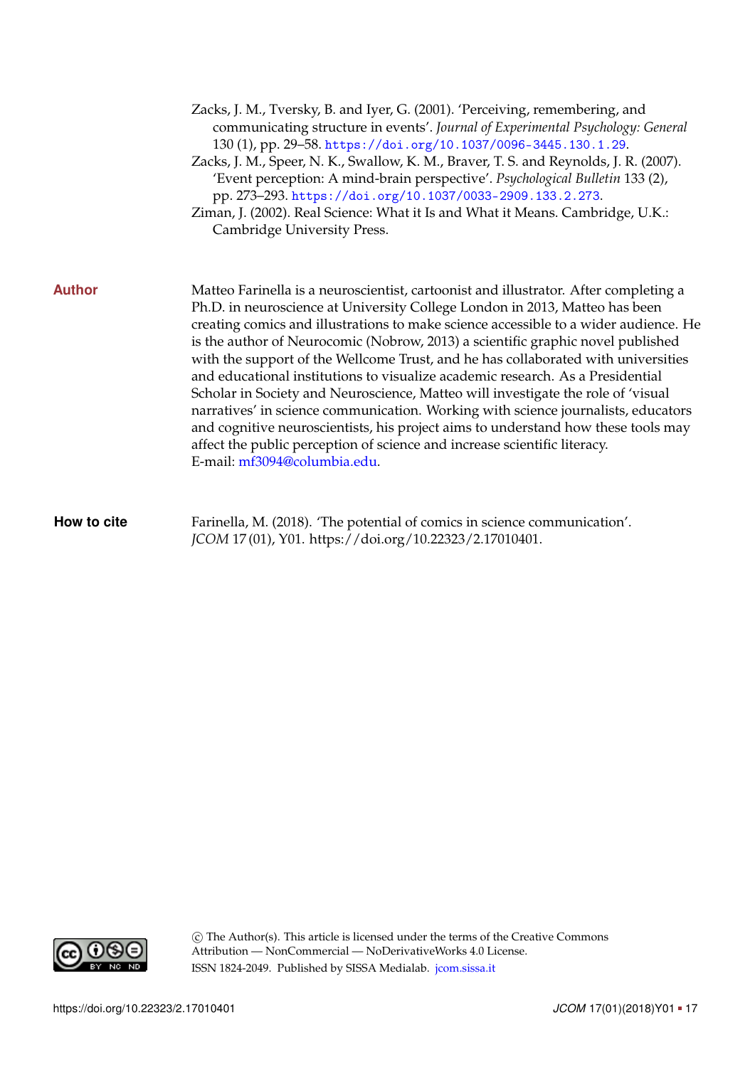Zacks, J. M., Tversky, B. and Iyer, G. (2001). 'Perceiving, remembering, and communicating structure in events'. *Journal of Experimental Psychology: General* 130 (1), pp. 29–58. https://doi.org/10.1037/0096-3445.130.1.29.

Zacks, J. M., Speer, N. K., Swallow, K. M., Braver, T. S. and Reynolds, J. R. (2007). 'Event perception: A mind-brain perspective'. *Psychological Bulletin* 133 (2), pp. 273–293. https://doi.org/10.1037/0033-2909.133.2.273.

Ziman, J. (2002). Real Science: What it Is and What it Means. Cambridge, U.K.: Cambridge University Press.

## Author

Matteo Farinella is a neuroscientist, cartoonist and illustrator. After completing a Ph.D. in neuroscience at University College London in 2013, Matteo has been creating comics and illustrations to make science accessible to a wider audience. He is the author of Neurocomic (Nobrow, 2013) a scientific graphic novel published with the support of the Wellcome Trust, and he has collaborated with universities and educational institutions to visualize academic research. As a Presidential Scholar in Society and Neuroscience, Matteo will investigate the role of 'visual narratives' in science communication. Working with science journalists, educators and cognitive neuroscientists, his project aims to understand how these tools may affect the public perception of science and increase scientific literacy.
E-mail: mf3094@columbia.edu.

## How to cite

Farinella, M. (2018). 'The potential of comics in science communication'. *JCOM* 17 (01), Y01. https://doi.org/10.22323/2.17010401.

© The Author(s). This article is licensed under the terms of the Creative Commons Attribution — NonCommercial — NoDerivativeWorks 4.0 License.
ISSN 1824-2049. Published by SISSA Medialab. jcom.sissa.it